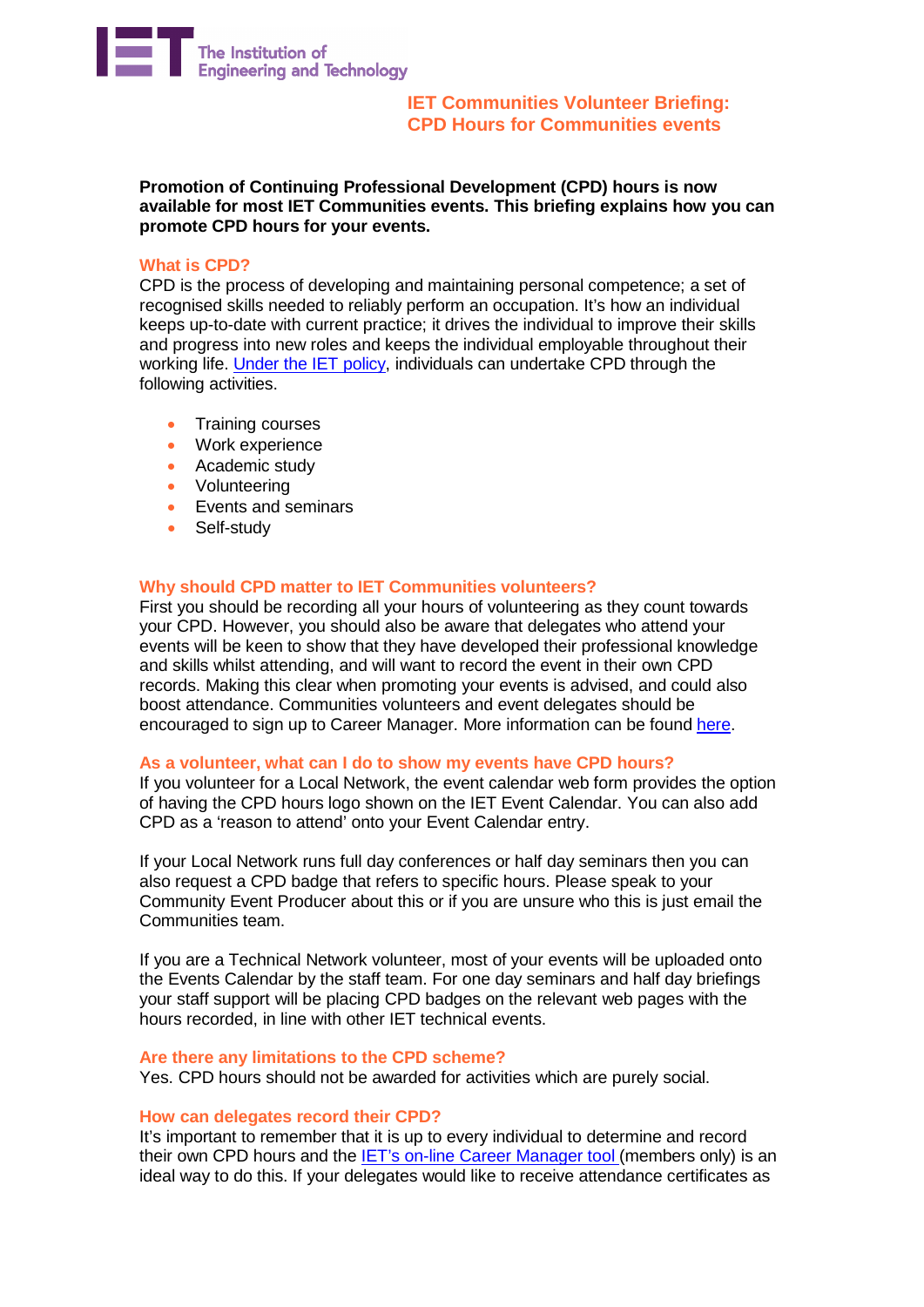The Institution of Engineering and Technology

# IET Communities Volunteer Briefing: CPD Hours for Communities events

**Promotion of Continuing Professional Development (CPD) hours is now available for most IET Communities events. This briefing explains how you can promote CPD hours for your events.**

## What is CPD?

CPD is the process of developing and maintaining personal competence; a set of recognised skills needed to reliably perform an occupation. It's how an individual keeps up-to-date with current practice; it drives the individual to improve their skills and progress into new roles and keeps the individual employable throughout their working life. [Under the IET policy](), individuals can undertake CPD through the following activities.

- Training courses
- Work experience
- Academic study
- Volunteering
- Events and seminars
- Self-study

## Why should CPD matter to IET Communities volunteers?

First you should be recording all your hours of volunteering as they count towards your CPD. However, you should also be aware that delegates who attend your events will be keen to show that they have developed their professional knowledge and skills whilst attending, and will want to record the event in their own CPD records. Making this clear when promoting your events is advised, and could also boost attendance. Communities volunteers and event delegates should be encouraged to sign up to Career Manager. More information can be found [here]().

## As a volunteer, what can I do to show my events have CPD hours?

If you volunteer for a Local Network, the event calendar web form provides the option of having the CPD hours logo shown on the IET Event Calendar. You can also add CPD as a 'reason to attend' onto your Event Calendar entry.

If your Local Network runs full day conferences or half day seminars then you can also request a CPD badge that refers to specific hours. Please speak to your Community Event Producer about this or if you are unsure who this is just email the Communities team.

If you are a Technical Network volunteer, most of your events will be uploaded onto the Events Calendar by the staff team. For one day seminars and half day briefings your staff support will be placing CPD badges on the relevant web pages with the hours recorded, in line with other IET technical events.

## Are there any limitations to the CPD scheme?

Yes. CPD hours should not be awarded for activities which are purely social.

## How can delegates record their CPD?

It's important to remember that it is up to every individual to determine and record their own CPD hours and the [IET's on-line Career Manager tool]() (members only) is an ideal way to do this. If your delegates would like to receive attendance certificates as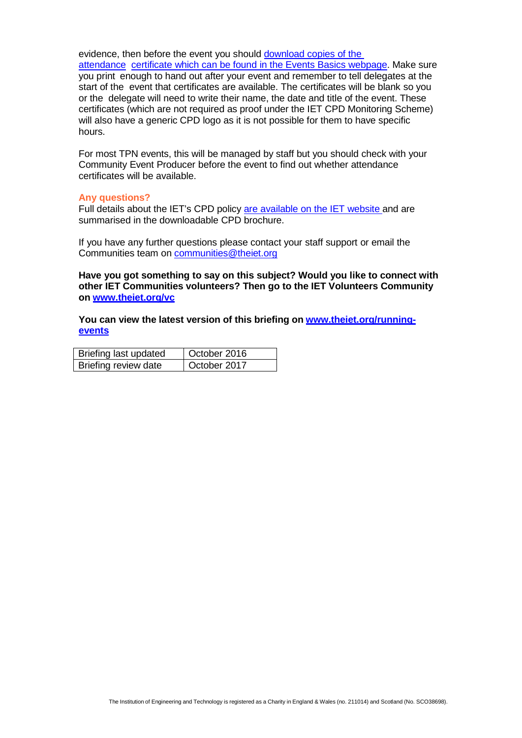evidence, then before the event you should download copies of the attendance certificate which can be found in the Events Basics webpage. Make sure you print enough to hand out after your event and remember to tell delegates at the start of the event that certificates are available. The certificates will be blank so you or the delegate will need to write their name, the date and title of the event. These certificates (which are not required as proof under the IET CPD Monitoring Scheme) will also have a generic CPD logo as it is not possible for them to have specific hours.

For most TPN events, this will be managed by staff but you should check with your Community Event Producer before the event to find out whether attendance certificates will be available.

### Any questions?

Full details about the IET's CPD policy are available on the IET website and are summarised in the downloadable CPD brochure.

If you have any further questions please contact your staff support or email the Communities team on communities@theiet.org

**Have you got something to say on this subject? Would you like to connect with other IET Communities volunteers? Then go to the IET Volunteers Community on www.theiet.org/vc**

**You can view the latest version of this briefing on www.theiet.org/running-events**

| | |
|---|---|
| Briefing last updated | October 2016 |
| Briefing review date | October 2017 |

The Institution of Engineering and Technology is registered as a Charity in England & Wales (no. 211014) and Scotland (No. SCO38698).